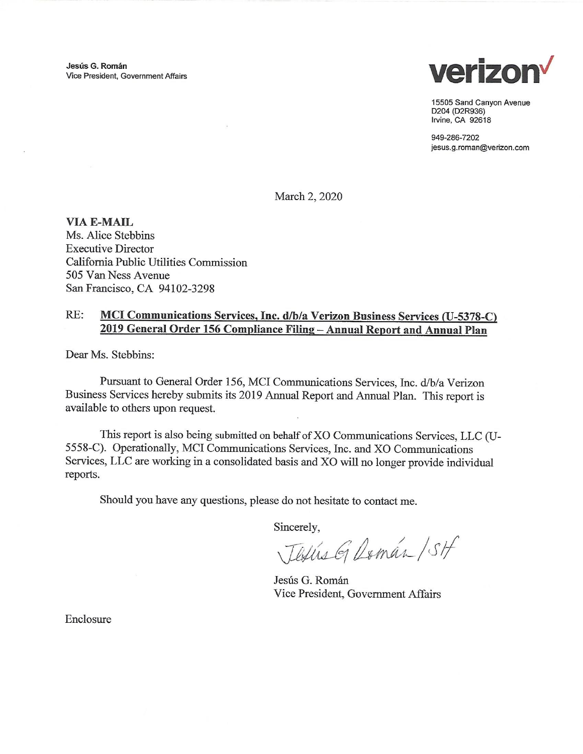**Jesús G. Román**
Vice President, Government Affairs

verizon

15505 Sand Canyon Avenue
D204 (D2R936)
Irvine, CA 92618

949-286-7202
jesus.g.roman@verizon.com

March 2, 2020

**VIA E-MAIL**
Ms. Alice Stebbins
Executive Director
California Public Utilities Commission
505 Van Ness Avenue
San Francisco, CA 94102-3298

RE: **MCI Communications Services, Inc. d/b/a Verizon Business Services (U-5378-C) 2019 General Order 156 Compliance Filing – Annual Report and Annual Plan**

Dear Ms. Stebbins:

Pursuant to General Order 156, MCI Communications Services, Inc. d/b/a Verizon Business Services hereby submits its 2019 Annual Report and Annual Plan. This report is available to others upon request.

This report is also being submitted on behalf of XO Communications Services, LLC (U-5558-C). Operationally, MCI Communications Services, Inc. and XO Communications Services, LLC are working in a consolidated basis and XO will no longer provide individual reports.

Should you have any questions, please do not hesitate to contact me.

Sincerely,

Jesús G. Román /SH

Jesús G. Román
Vice President, Government Affairs

Enclosure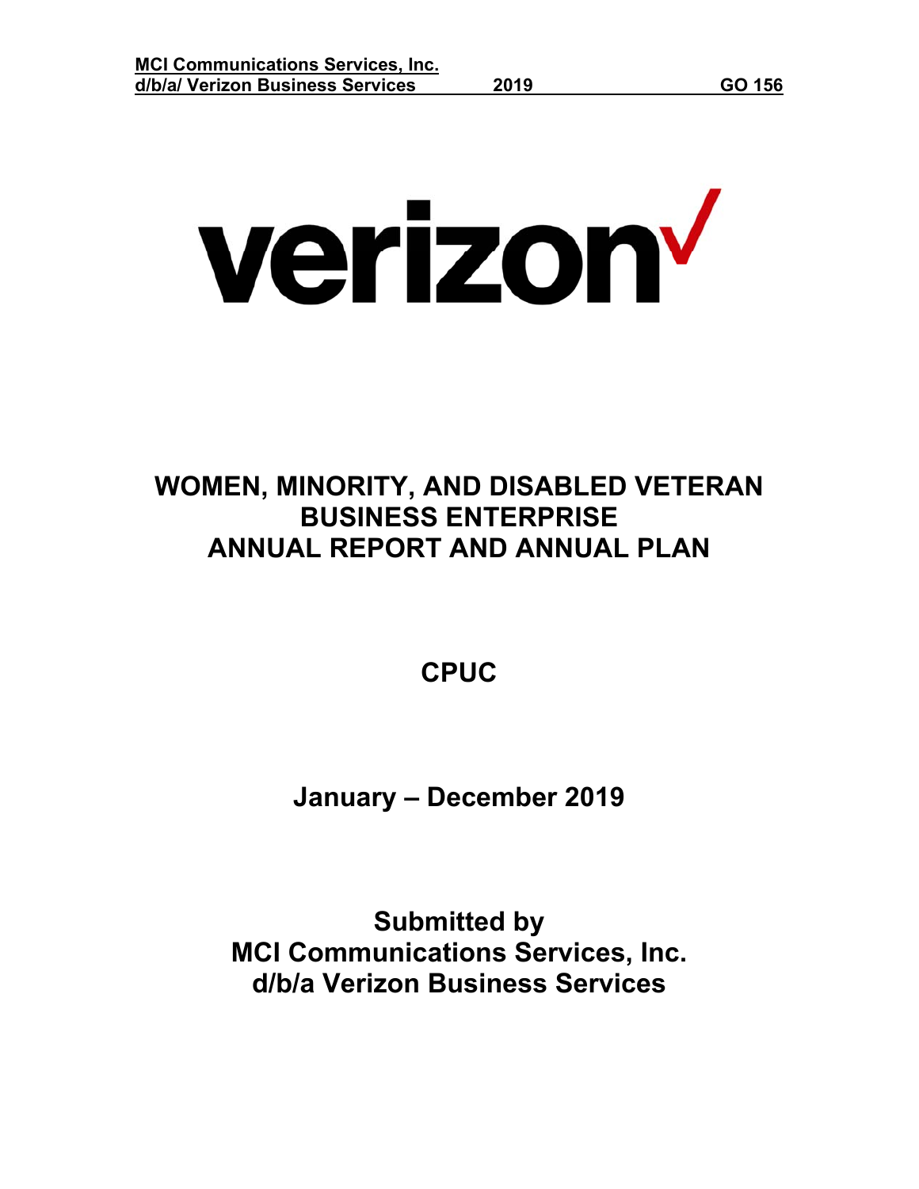verizon✓

# WOMEN, MINORITY, AND DISABLED VETERAN BUSINESS ENTERPRISE ANNUAL REPORT AND ANNUAL PLAN

## CPUC

## January – December 2019

## Submitted by
## MCI Communications Services, Inc.
## d/b/a Verizon Business Services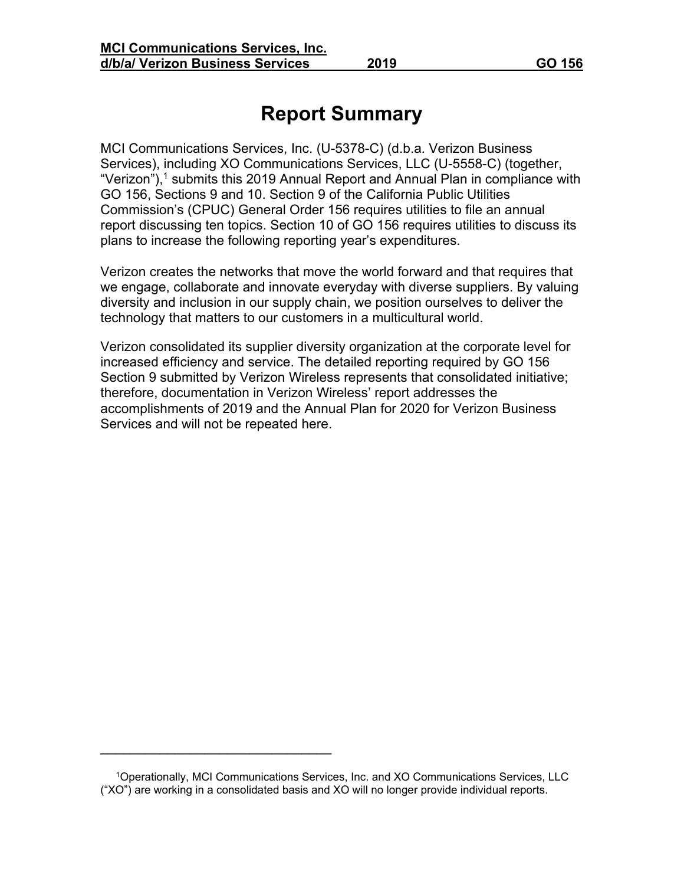# Report Summary

MCI Communications Services, Inc. (U-5378-C) (d.b.a. Verizon Business Services), including XO Communications Services, LLC (U-5558-C) (together, "Verizon"),[1] submits this 2019 Annual Report and Annual Plan in compliance with GO 156, Sections 9 and 10. Section 9 of the California Public Utilities Commission's (CPUC) General Order 156 requires utilities to file an annual report discussing ten topics. Section 10 of GO 156 requires utilities to discuss its plans to increase the following reporting year's expenditures.

Verizon creates the networks that move the world forward and that requires that we engage, collaborate and innovate everyday with diverse suppliers. By valuing diversity and inclusion in our supply chain, we position ourselves to deliver the technology that matters to our customers in a multicultural world.

Verizon consolidated its supplier diversity organization at the corporate level for increased efficiency and service. The detailed reporting required by GO 156 Section 9 submitted by Verizon Wireless represents that consolidated initiative; therefore, documentation in Verizon Wireless' report addresses the accomplishments of 2019 and the Annual Plan for 2020 for Verizon Business Services and will not be repeated here.

---

[1]Operationally, MCI Communications Services, Inc. and XO Communications Services, LLC ("XO") are working in a consolidated basis and XO will no longer provide individual reports.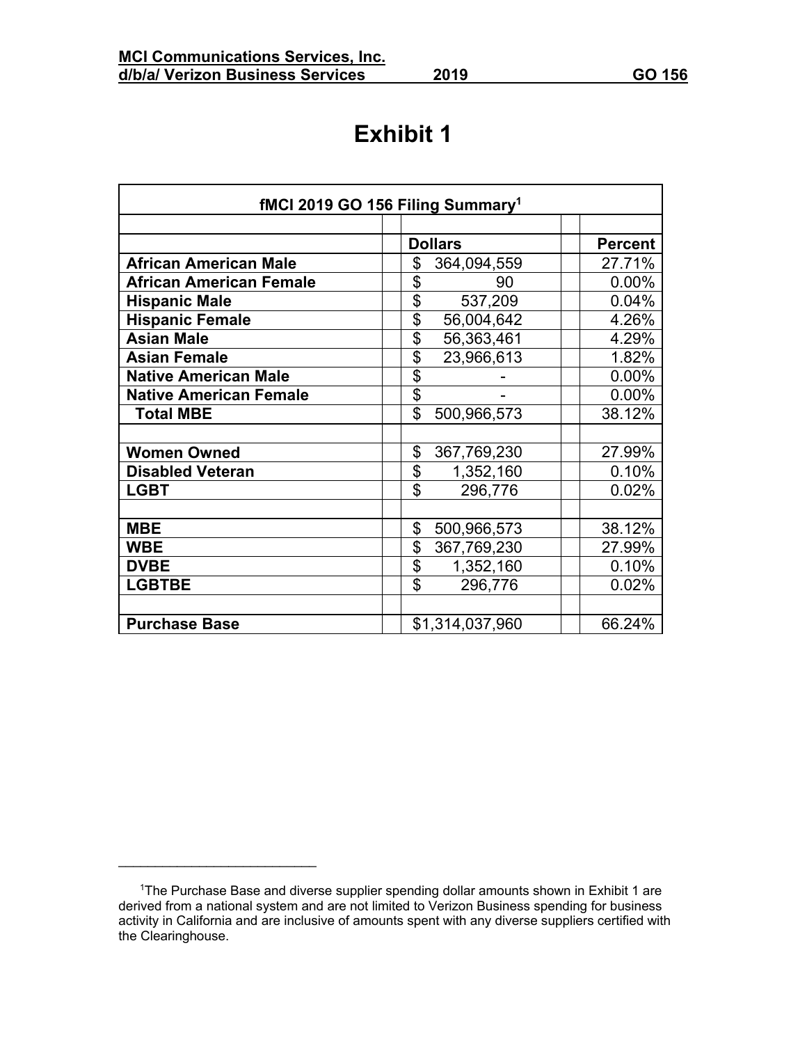# Exhibit 1

| fMCI 2019 GO 156 Filing Summary[1] | | |
|---|---|---|
| | **Dollars** | **Percent** |
| **African American Male** | $ 364,094,559 | 27.71% |
| **African American Female** | $ 90 | 0.00% |
| **Hispanic Male** | $ 537,209 | 0.04% |
| **Hispanic Female** | $ 56,004,642 | 4.26% |
| **Asian Male** | $ 56,363,461 | 4.29% |
| **Asian Female** | $ 23,966,613 | 1.82% |
| **Native American Male** | $ - | 0.00% |
| **Native American Female** | $ - | 0.00% |
| **Total MBE** | $ 500,966,573 | 38.12% |
| | | |
| **Women Owned** | $ 367,769,230 | 27.99% |
| **Disabled Veteran** | $ 1,352,160 | 0.10% |
| **LGBT** | $ 296,776 | 0.02% |
| | | |
| **MBE** | $ 500,966,573 | 38.12% |
| **WBE** | $ 367,769,230 | 27.99% |
| **DVBE** | $ 1,352,160 | 0.10% |
| **LGBTBE** | $ 296,776 | 0.02% |
| | | |
| **Purchase Base** | $1,314,037,960 | 66.24% |

[1]The Purchase Base and diverse supplier spending dollar amounts shown in Exhibit 1 are derived from a national system and are not limited to Verizon Business spending for business activity in California and are inclusive of amounts spent with any diverse suppliers certified with the Clearinghouse.